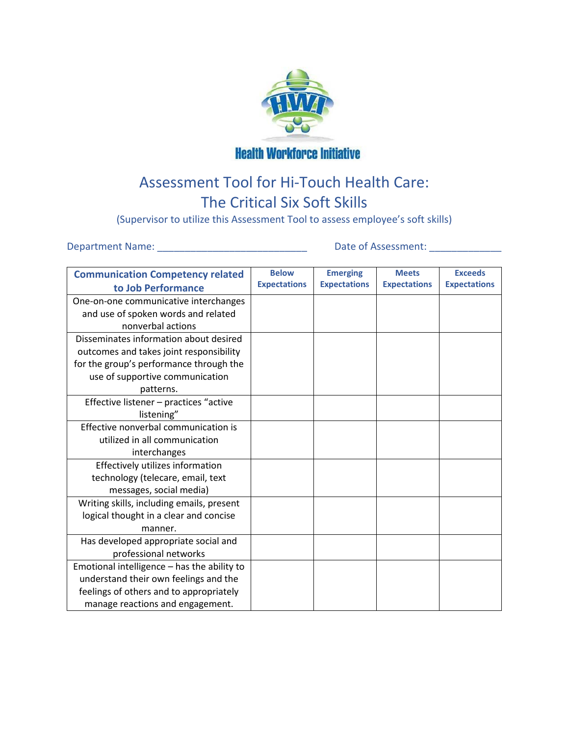Health Workforce Initiative

# Assessment Tool for Hi-Touch Health Care: The Critical Six Soft Skills

(Supervisor to utilize this Assessment Tool to assess employee's soft skills)

Department Name: ___________________________ Date of Assessment: _____________

| Communication Competency related to Job Performance | Below Expectations | Emerging Expectations | Meets Expectations | Exceeds Expectations |
|---|---|---|---|---|
| One-on-one communicative interchanges and use of spoken words and related nonverbal actions | | | | |
| Disseminates information about desired outcomes and takes joint responsibility for the group's performance through the use of supportive communication patterns. | | | | |
| Effective listener – practices "active listening" | | | | |
| Effective nonverbal communication is utilized in all communication interchanges | | | | |
| Effectively utilizes information technology (telecare, email, text messages, social media) | | | | |
| Writing skills, including emails, present logical thought in a clear and concise manner. | | | | |
| Has developed appropriate social and professional networks | | | | |
| Emotional intelligence – has the ability to understand their own feelings and the feelings of others and to appropriately manage reactions and engagement. | | | | |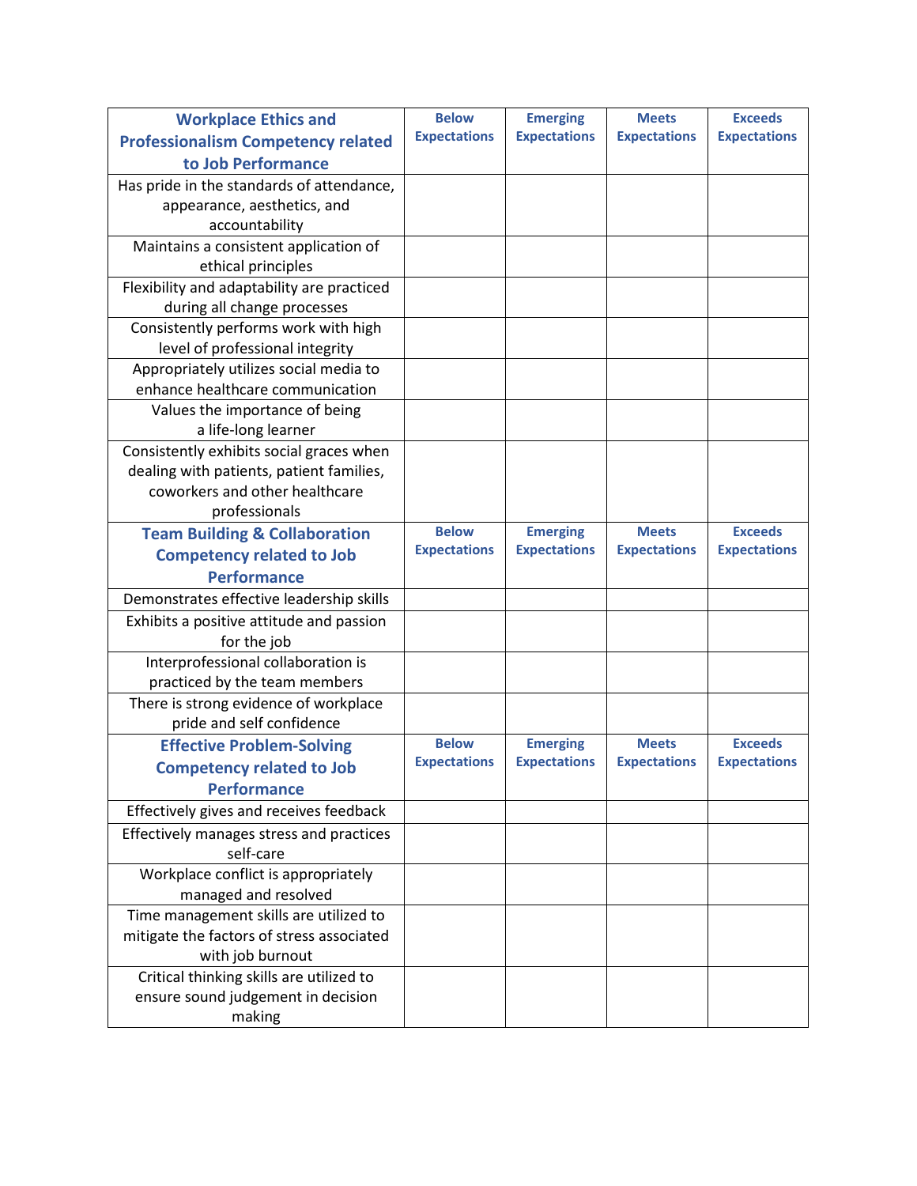| **Workplace Ethics and Professionalism Competency related to Job Performance** | **Below Expectations** | **Emerging Expectations** | **Meets Expectations** | **Exceeds Expectations** |
|---|---|---|---|---|
| Has pride in the standards of attendance, appearance, aesthetics, and accountability | | | | |
| Maintains a consistent application of ethical principles | | | | |
| Flexibility and adaptability are practiced during all change processes | | | | |
| Consistently performs work with high level of professional integrity | | | | |
| Appropriately utilizes social media to enhance healthcare communication | | | | |
| Values the importance of being a life-long learner | | | | |
| Consistently exhibits social graces when dealing with patients, patient families, coworkers and other healthcare professionals | | | | |
| **Team Building & Collaboration Competency related to Job Performance** | **Below Expectations** | **Emerging Expectations** | **Meets Expectations** | **Exceeds Expectations** |
| Demonstrates effective leadership skills | | | | |
| Exhibits a positive attitude and passion for the job | | | | |
| Interprofessional collaboration is practiced by the team members | | | | |
| There is strong evidence of workplace pride and self confidence | | | | |
| **Effective Problem-Solving Competency related to Job Performance** | **Below Expectations** | **Emerging Expectations** | **Meets Expectations** | **Exceeds Expectations** |
| Effectively gives and receives feedback | | | | |
| Effectively manages stress and practices self-care | | | | |
| Workplace conflict is appropriately managed and resolved | | | | |
| Time management skills are utilized to mitigate the factors of stress associated with job burnout | | | | |
| Critical thinking skills are utilized to ensure sound judgement in decision making | | | | |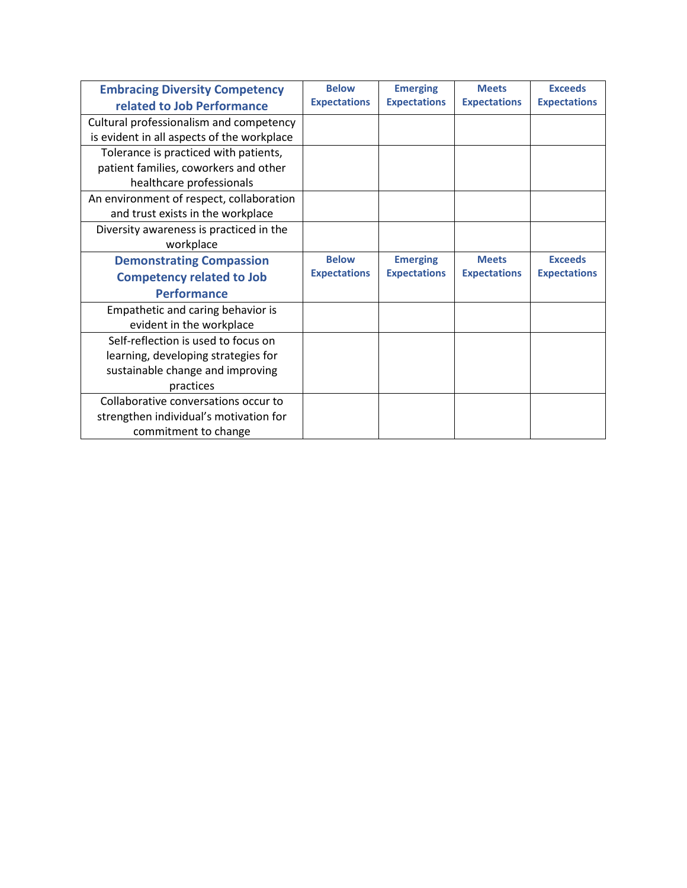| Embracing Diversity Competency related to Job Performance | Below Expectations | Emerging Expectations | Meets Expectations | Exceeds Expectations |
|---|---|---|---|---|
| Cultural professionalism and competency is evident in all aspects of the workplace | | | | |
| Tolerance is practiced with patients, patient families, coworkers and other healthcare professionals | | | | |
| An environment of respect, collaboration and trust exists in the workplace | | | | |
| Diversity awareness is practiced in the workplace | | | | |
| **Demonstrating Compassion Competency related to Job Performance** | **Below Expectations** | **Emerging Expectations** | **Meets Expectations** | **Exceeds Expectations** |
| Empathetic and caring behavior is evident in the workplace | | | | |
| Self-reflection is used to focus on learning, developing strategies for sustainable change and improving practices | | | | |
| Collaborative conversations occur to strengthen individual's motivation for commitment to change | | | | |